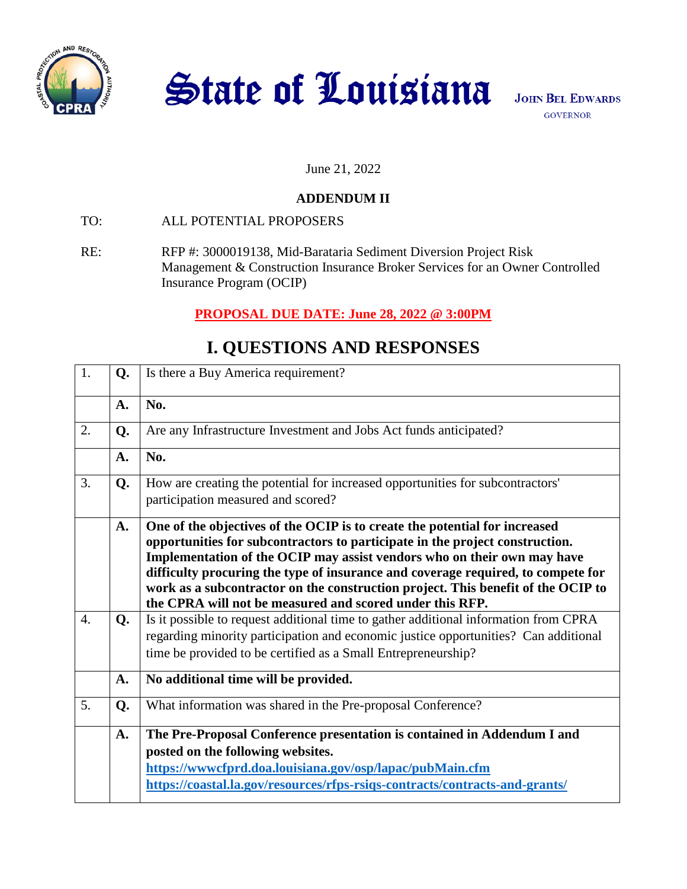# State of Louisiana

**JOHN BEL EDWARDS**
GOVERNOR

June 21, 2022

**ADDENDUM II**

TO: ALL POTENTIAL PROPOSERS

RE: RFP #: 3000019138, Mid-Barataria Sediment Diversion Project Risk Management & Construction Insurance Broker Services for an Owner Controlled Insurance Program (OCIP)

**PROPOSAL DUE DATE: June 28, 2022 @ 3:00PM**

## I. QUESTIONS AND RESPONSES

| | | |
|---|---|---|
| 1. | **Q.** | Is there a Buy America requirement? |
| | **A.** | **No.** |
| 2. | **Q.** | Are any Infrastructure Investment and Jobs Act funds anticipated? |
| | **A.** | **No.** |
| 3. | **Q.** | How are creating the potential for increased opportunities for subcontractors' participation measured and scored? |
| | **A.** | **One of the objectives of the OCIP is to create the potential for increased opportunities for subcontractors to participate in the project construction. Implementation of the OCIP may assist vendors who on their own may have difficulty procuring the type of insurance and coverage required, to compete for work as a subcontractor on the construction project. This benefit of the OCIP to the CPRA will not be measured and scored under this RFP.** |
| 4. | **Q.** | Is it possible to request additional time to gather additional information from CPRA regarding minority participation and economic justice opportunities? Can additional time be provided to be certified as a Small Entrepreneurship? |
| | **A.** | **No additional time will be provided.** |
| 5. | **Q.** | What information was shared in the Pre-proposal Conference? |
| | **A.** | **The Pre-Proposal Conference presentation is contained in Addendum I and posted on the following websites.** **https://wwwcfprd.doa.louisiana.gov/osp/lapac/pubMain.cfm** **https://coastal.la.gov/resources/rfps-rsiqs-contracts/contracts-and-grants/** |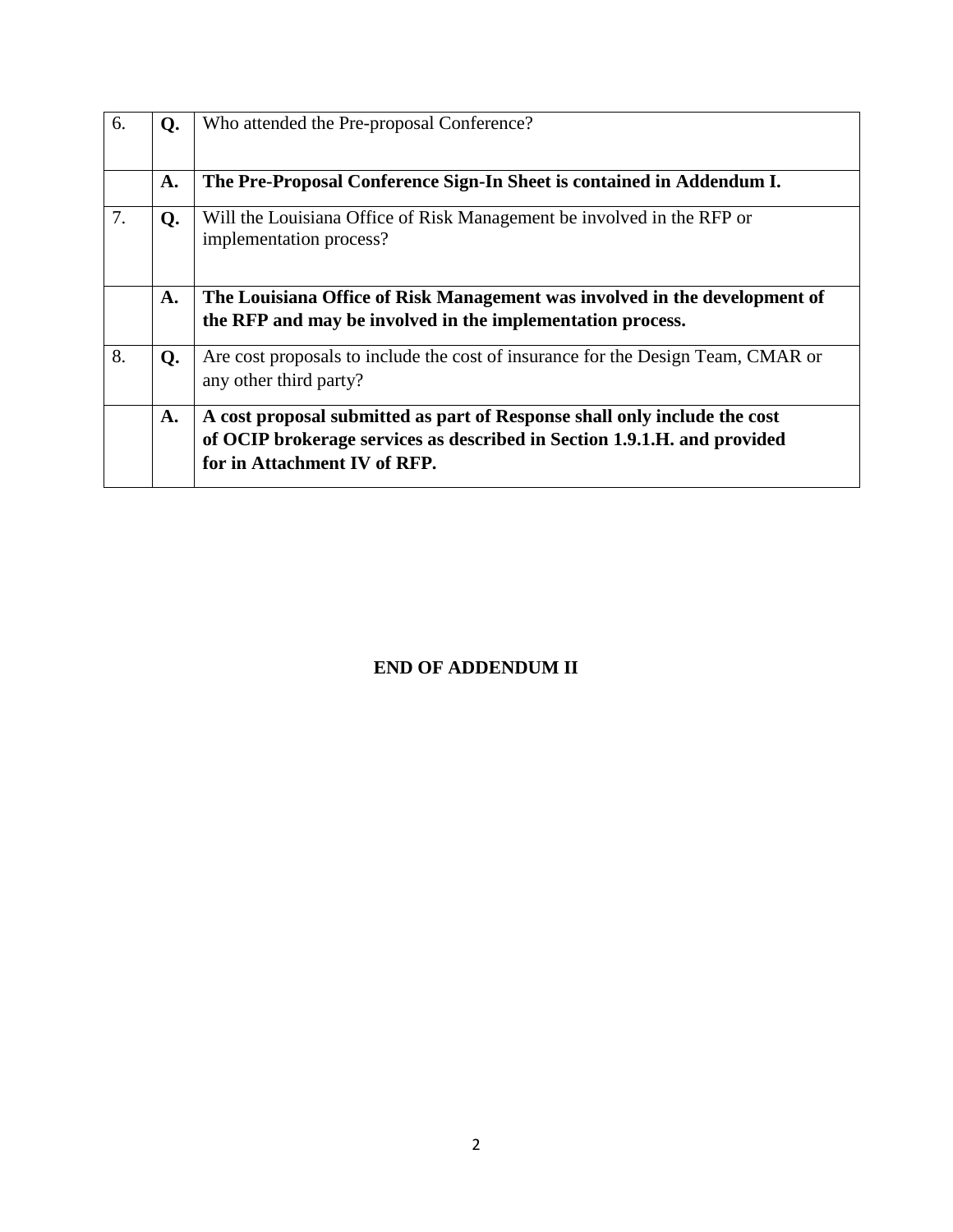| | | |
|---|---|---|
| 6. | **Q.** | Who attended the Pre-proposal Conference? |
| | **A.** | **The Pre-Proposal Conference Sign-In Sheet is contained in Addendum I.** |
| 7. | **Q.** | Will the Louisiana Office of Risk Management be involved in the RFP or implementation process? |
| | **A.** | **The Louisiana Office of Risk Management was involved in the development of the RFP and may be involved in the implementation process.** |
| 8. | **Q.** | Are cost proposals to include the cost of insurance for the Design Team, CMAR or any other third party? |
| | **A.** | **A cost proposal submitted as part of Response shall only include the cost of OCIP brokerage services as described in Section 1.9.1.H. and provided for in Attachment IV of RFP.** |

**END OF ADDENDUM II**